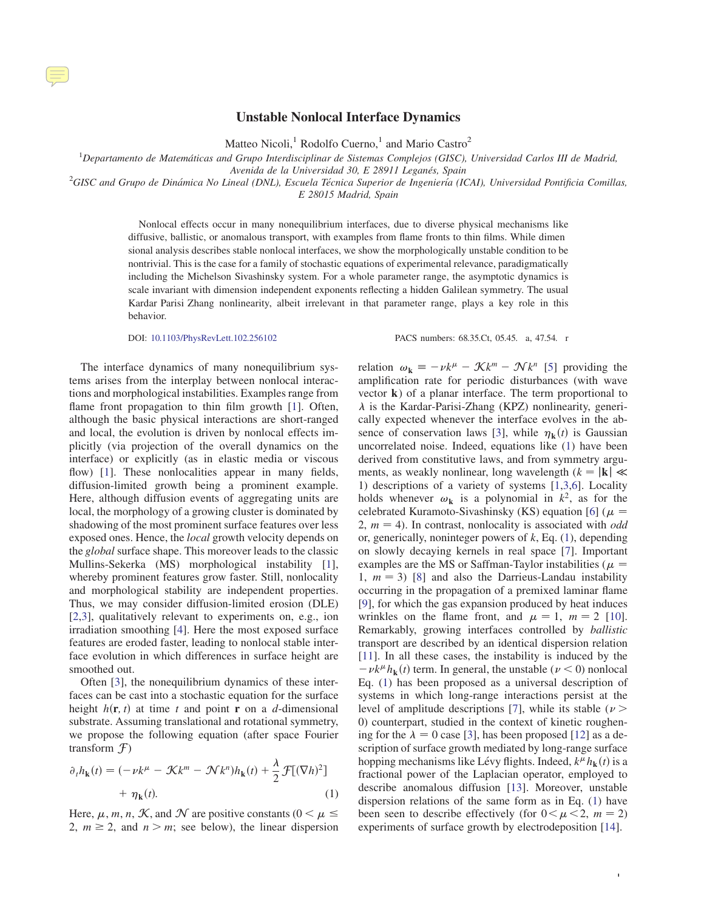# Unstable Nonlocal Interface Dynamics

Matteo Nicoli,[1] Rodolfo Cuerno,[1] and Mario Castro[2]

[1]*Departamento de Matemáticas and Grupo Interdisciplinar de Sistemas Complejos (GISC), Universidad Carlos III de Madrid, Avenida de la Universidad 30, E 28911 Leganés, Spain*

[2]*GISC and Grupo de Dinámica No Lineal (DNL), Escuela Técnica Superior de Ingeniería (ICAI), Universidad Pontificia Comillas, E 28015 Madrid, Spain*

Nonlocal effects occur in many nonequilibrium interfaces, due to diverse physical mechanisms like diffusive, ballistic, or anomalous transport, with examples from flame fronts to thin films. While dimensional analysis describes stable nonlocal interfaces, we show the morphologically unstable condition to be nontrivial. This is the case for a family of stochastic equations of experimental relevance, paradigmatically including the Michelson Sivashinsky system. For a whole parameter range, the asymptotic dynamics is scale invariant with dimension independent exponents reflecting a hidden Galilean symmetry. The usual Kardar Parisi Zhang nonlinearity, albeit irrelevant in that parameter range, plays a key role in this behavior.

DOI: 10.1103/PhysRevLett.102.256102 PACS numbers: 68.35.Ct, 05.45. a, 47.54. r

The interface dynamics of many nonequilibrium systems arises from the interplay between nonlocal interactions and morphological instabilities. Examples range from flame front propagation to thin film growth [1]. Often, although the basic physical interactions are short-ranged and local, the evolution is driven by nonlocal effects implicitly (via projection of the overall dynamics on the interface) or explicitly (as in elastic media or viscous flow) [1]. These nonlocalities appear in many fields, diffusion-limited growth being a prominent example. Here, although diffusion events of aggregating units are local, the morphology of a growing cluster is dominated by shadowing of the most prominent surface features over less exposed ones. Hence, the *local* growth velocity depends on the *global* surface shape. This moreover leads to the classic Mullins-Sekerka (MS) morphological instability [1], whereby prominent features grow faster. Still, nonlocality and morphological stability are independent properties. Thus, we may consider diffusion-limited erosion (DLE) [2,3], qualitatively relevant to experiments on, e.g., ion irradiation smoothing [4]. Here the most exposed surface features are eroded faster, leading to nonlocal stable interface evolution in which differences in surface height are smoothed out.

Often [3], the nonequilibrium dynamics of these interfaces can be cast into a stochastic equation for the surface height $h(\mathbf{r}, t)$ at time $t$ and point $\mathbf{r}$ on a $d$-dimensional substrate. Assuming translational and rotational symmetry, we propose the following equation (after space Fourier transform $\mathcal{F}$)

$$\partial_t h_{\mathbf{k}}(t) = (-\nu k^{\mu} - \mathcal{K} k^{m} - \mathcal{N} k^{n}) h_{\mathbf{k}}(t) + \frac{\lambda}{2}\mathcal{F}[(\nabla h)^2] + \eta_{\mathbf{k}}(t). \tag{1}$$

Here, $\mu$, $m$, $n$, $\mathcal{K}$, and $\mathcal{N}$ are positive constants ($0 < \mu \leq 2$, $m \geq 2$, and $n > m$; see below), the linear dispersion relation $\omega_{\mathbf{k}} \equiv -\nu k^{\mu} - \mathcal{K} k^{m} - \mathcal{N} k^{n}$ [5] providing the amplification rate for periodic disturbances (with wave vector $\mathbf{k}$) of a planar interface. The term proportional to $\lambda$ is the Kardar-Parisi-Zhang (KPZ) nonlinearity, generically expected whenever the interface evolves in the absence of conservation laws [3], while $\eta_{\mathbf{k}}(t)$ is Gaussian uncorrelated noise. Indeed, equations like (1) have been derived from constitutive laws, and from symmetry arguments, as weakly nonlinear, long wavelength ($k = |\mathbf{k}| \ll 1$) descriptions of a variety of systems [1,3,6]. Locality holds whenever $\omega_{\mathbf{k}}$ is a polynomial in $k^2$, as for the celebrated Kuramoto-Sivashinsky (KS) equation [6] ($\mu = 2$, $m = 4$). In contrast, nonlocality is associated with *odd* or, generically, noninteger powers of $k$, Eq. (1), depending on slowly decaying kernels in real space [7]. Important examples are the MS or Saffman-Taylor instabilities ($\mu = 1$, $m = 3$) [8] and also the Darrieus-Landau instability occurring in the propagation of a premixed laminar flame [9], for which the gas expansion produced by heat induces wrinkles on the flame front, and $\mu = 1$, $m = 2$ [10]. Remarkably, growing interfaces controlled by *ballistic* transport are described by an identical dispersion relation [11]. In all these cases, the instability is induced by the $-\nu k^{\mu} h_{\mathbf{k}}(t)$ term. In general, the unstable ($\nu < 0$) nonlocal Eq. (1) has been proposed as a universal description of systems in which long-range interactions persist at the level of amplitude descriptions [7], while its stable ($\nu > 0$) counterpart, studied in the context of kinetic roughening for the $\lambda = 0$ case [3], has been proposed [12] as a description of surface growth mediated by long-range surface hopping mechanisms like Lévy flights. Indeed, $k^{\mu} h_{\mathbf{k}}(t)$ is a fractional power of the Laplacian operator, employed to describe anomalous diffusion [13]. Moreover, unstable dispersion relations of the same form as in Eq. (1) have been seen to describe effectively (for $0 < \mu < 2$, $m = 2$) experiments of surface growth by electrodeposition [14].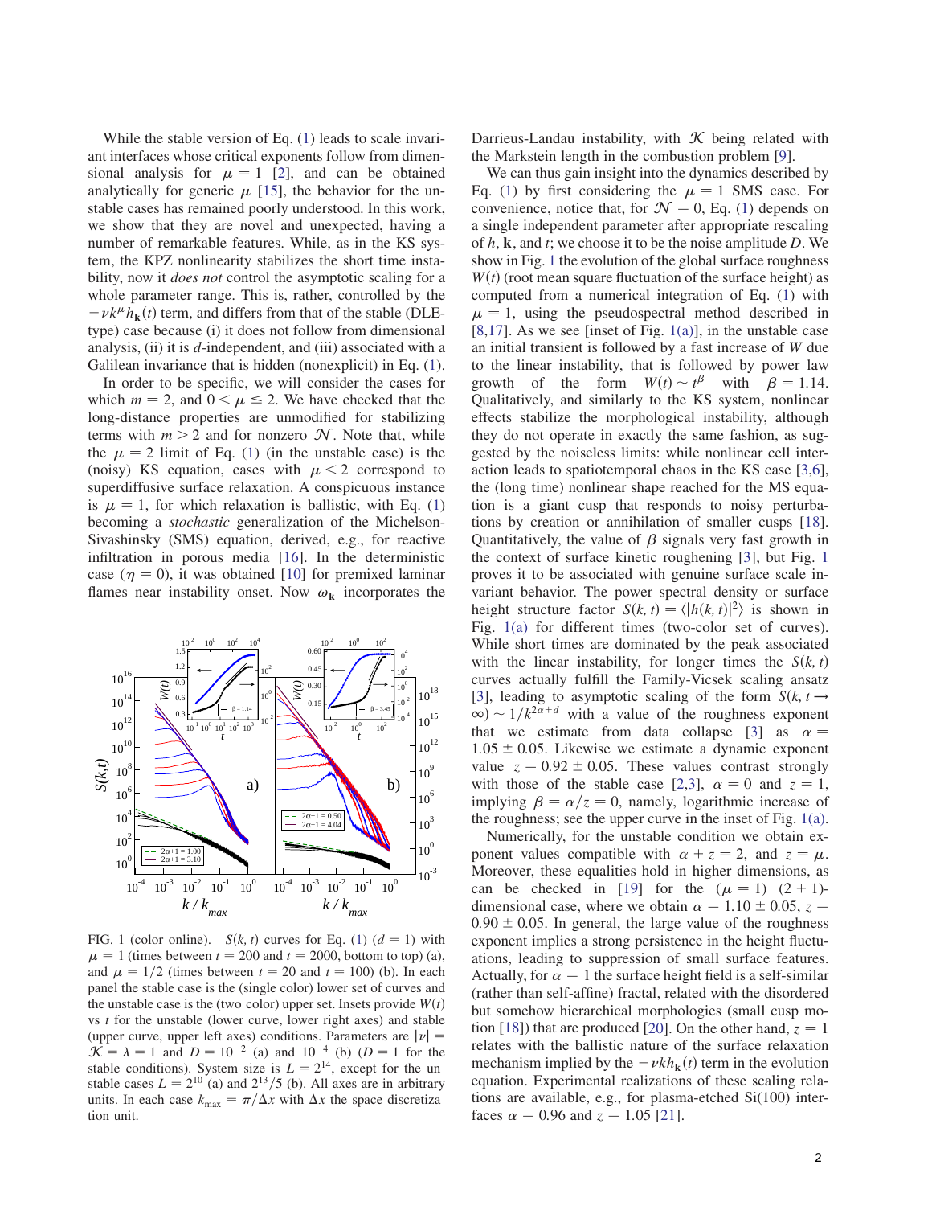While the stable version of Eq. (1) leads to scale invariant interfaces whose critical exponents follow from dimensional analysis for $\mu = 1$ [2], and can be obtained analytically for generic $\mu$ [15], the behavior for the unstable cases has remained poorly understood. In this work, we show that they are novel and unexpected, having a number of remarkable features. While, as in the KS system, the KPZ nonlinearity stabilizes the short time instability, now it *does not* control the asymptotic scaling for a whole parameter range. This is, rather, controlled by the $-\nu k^{\mu} h_{\mathbf{k}}(t)$ term, and differs from that of the stable (DLE-type) case because (i) it does not follow from dimensional analysis, (ii) it is $d$-independent, and (iii) associated with a Galilean invariance that is hidden (nonexplicit) in Eq. (1).

In order to be specific, we will consider the cases for which $m = 2$, and $0 < \mu \leq 2$. We have checked that the long-distance properties are unmodified for stabilizing terms with $m > 2$ and for nonzero $\mathcal{N}$. Note that, while the $\mu = 2$ limit of Eq. (1) (in the unstable case) is the (noisy) KS equation, cases with $\mu < 2$ correspond to superdiffusive surface relaxation. A conspicuous instance is $\mu = 1$, for which relaxation is ballistic, with Eq. (1) becoming a *stochastic* generalization of the Michelson-Sivashinsky (SMS) equation, derived, e.g., for reactive infiltration in porous media [16]. In the deterministic case ($\eta = 0$), it was obtained [10] for premixed laminar flames near instability onset. Now $\omega_{\mathbf{k}}$ incorporates the Darrieus-Landau instability, with $\mathcal{K}$ being related with the Markstein length in the combustion problem [9].

FIG. 1 (color online). $S(k, t)$ curves for Eq. (1) ($d = 1$) with $\mu = 1$ (times between $t = 200$ and $t = 2000$, bottom to top) (a), and $\mu = 1/2$ (times between $t = 20$ and $t = 100$) (b). In each panel the stable case is the (single color) lower set of curves and the unstable case is the (two color) upper set. Insets provide $W(t)$ vs $t$ for the unstable (lower curve, lower right axes) and stable (upper curve, upper left axes) conditions. Parameters are $|\nu| = \mathcal{K} = \lambda = 1$ and $D = 10^{-2}$ (a) and $10^{-4}$ (b) ($D = 1$ for the stable conditions). System size is $L = 2^{14}$, except for the unstable cases $L = 2^{10}$ (a) and $2^{13}/5$ (b). All axes are in arbitrary units. In each case $k_{\max} = \pi/\Delta x$ with $\Delta x$ the space discretization unit.

We can thus gain insight into the dynamics described by Eq. (1) by first considering the $\mu = 1$ SMS case. For convenience, notice that, for $\mathcal{N} = 0$, Eq. (1) depends on a single independent parameter after appropriate rescaling of $h$, $\mathbf{k}$, and $t$; we choose it to be the noise amplitude $D$. We show in Fig. 1 the evolution of the global surface roughness $W(t)$ (root mean square fluctuation of the surface height) as computed from a numerical integration of Eq. (1) with $\mu = 1$, using the pseudospectral method described in [8,17]. As we see [inset of Fig. 1(a)], in the unstable case an initial transient is followed by a fast increase of $W$ due to the linear instability, that is followed by power law growth of the form $W(t) \sim t^{\beta}$ with $\beta = 1.14$. Qualitatively, and similarly to the KS system, nonlinear effects stabilize the morphological instability, although they do not operate in exactly the same fashion, as suggested by the noiseless limits: while nonlinear cell interaction leads to spatiotemporal chaos in the KS case [3,6], the (long time) nonlinear shape reached for the MS equation is a giant cusp that responds to noisy perturbations by creation or annihilation of smaller cusps [18]. Quantitatively, the value of $\beta$ signals very fast growth in the context of surface kinetic roughening [3], but Fig. 1 proves it to be associated with genuine surface scale invariant behavior. The power spectral density or surface height structure factor $S(k, t) = \langle |h(k, t)|^2 \rangle$ is shown in Fig. 1(a) for different times (two-color set of curves). While short times are dominated by the peak associated with the linear instability, for longer times the $S(k, t)$ curves actually fulfill the Family-Vicsek scaling ansatz [3], leading to asymptotic scaling of the form $S(k, t \to \infty) \sim 1/k^{2\alpha + d}$ with a value of the roughness exponent that we estimate from data collapse [3] as $\alpha = 1.05 \pm 0.05$. Likewise we estimate a dynamic exponent value $z = 0.92 \pm 0.05$. These values contrast strongly with those of the stable case [2,3], $\alpha = 0$ and $z = 1$, implying $\beta = \alpha/z = 0$, namely, logarithmic increase of the roughness; see the upper curve in the inset of Fig. 1(a).

Numerically, for the unstable condition we obtain exponent values compatible with $\alpha + z = 2$, and $z = \mu$. Moreover, these equalities hold in higher dimensions, as can be checked in [19] for the ($\mu = 1$) (2 + 1)-dimensional case, where we obtain $\alpha = 1.10 \pm 0.05$, $z = 0.90 \pm 0.05$. In general, the large value of the roughness exponent implies a strong persistence in the height fluctuations, leading to suppression of small surface features. Actually, for $\alpha = 1$ the surface height field is a self-similar (rather than self-affine) fractal, related with the disordered but somehow hierarchical morphologies (small cusp motion [18]) that are produced [20]. On the other hand, $z = 1$ relates with the ballistic nature of the surface relaxation mechanism implied by the $-\nu k h_{\mathbf{k}}(t)$ term in the evolution equation. Experimental realizations of these scaling relations are available, e.g., for plasma-etched Si(100) interfaces $\alpha = 0.96$ and $z = 1.05$ [21].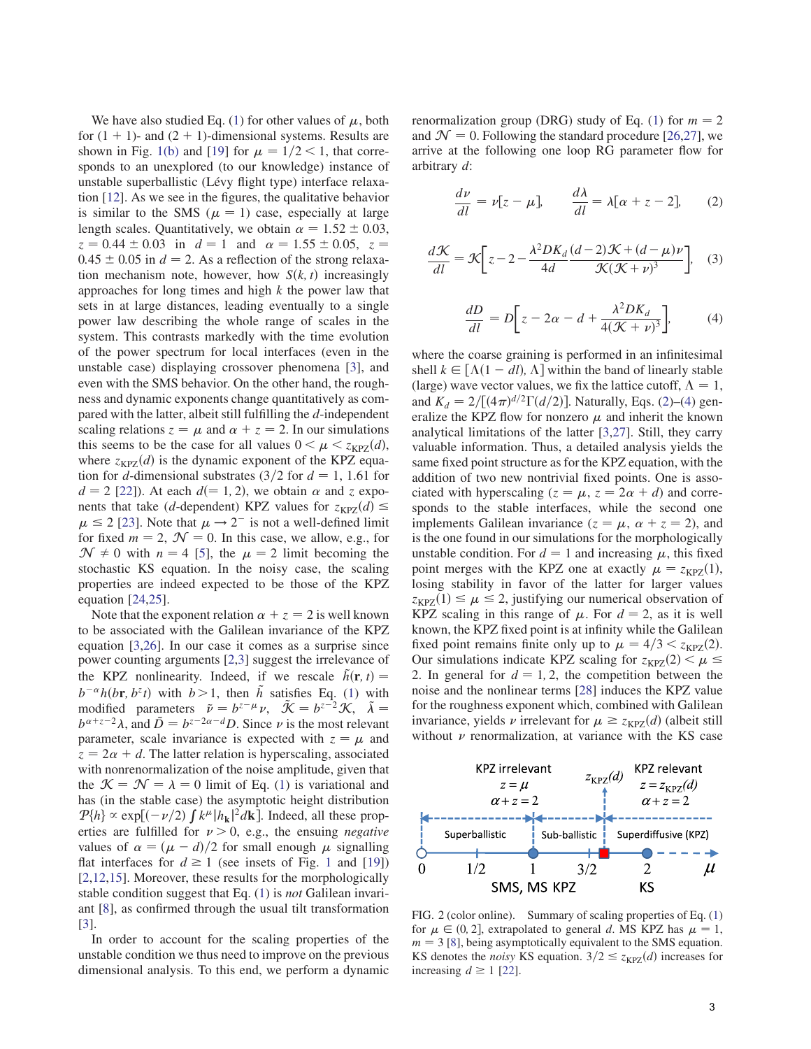We have also studied Eq. (1) for other values of $\mu$, both for (1 + 1)- and (2 + 1)-dimensional systems. Results are shown in Fig. 1(b) and [19] for $\mu = 1/2 < 1$, that corresponds to an unexplored (to our knowledge) instance of unstable superballistic (Lévy flight type) interface relaxation [12]. As we see in the figures, the qualitative behavior is similar to the SMS ($\mu = 1$) case, especially at large length scales. Quantitatively, we obtain $\alpha = 1.52 \pm 0.03$, $z = 0.44 \pm 0.03$ in $d = 1$ and $\alpha = 1.55 \pm 0.05$, $z = 0.45 \pm 0.05$ in $d = 2$. As a reflection of the strong relaxation mechanism note, however, how $S(k,t)$ increasingly approaches for long times and high $k$ the power law that sets in at large distances, leading eventually to a single power law describing the whole range of scales in the system. This contrasts markedly with the time evolution of the power spectrum for local interfaces (even in the unstable case) displaying crossover phenomena [3], and even with the SMS behavior. On the other hand, the roughness and dynamic exponents change quantitatively as compared with the latter, albeit still fulfilling the $d$-independent scaling relations $z = \mu$ and $\alpha + z = 2$. In our simulations this seems to be the case for all values $0 < \mu < z_{\rm KPZ}(d)$, where $z_{\rm KPZ}(d)$ is the dynamic exponent of the KPZ equation for $d$-dimensional substrates (3/2 for $d = 1$, 1.61 for $d = 2$ [22]). At each $d(= 1, 2)$, we obtain $\alpha$ and $z$ exponents that take ($d$-dependent) KPZ values for $z_{\rm KPZ}(d) \leq \mu \leq 2$ [23]. Note that $\mu \to 2^-$ is not a well-defined limit for fixed $m = 2$, $\mathcal{N} = 0$. In this case, we allow, e.g., for $\mathcal{N} \neq 0$ with $n = 4$ [5], the $\mu = 2$ limit becoming the stochastic KS equation. In the noisy case, the scaling properties are indeed expected to be those of the KPZ equation [24,25].

Note that the exponent relation $\alpha + z = 2$ is well known to be associated with the Galilean invariance of the KPZ equation [3,26]. In our case it comes as a surprise since power counting arguments [2,3] suggest the irrelevance of the KPZ nonlinearity. Indeed, if we rescale $\tilde{h}(\mathbf{r},t) = b^{-\alpha}h(b\mathbf{r}, b^z t)$ with $b > 1$, then $\tilde{h}$ satisfies Eq. (1) with modified parameters $\tilde{\nu} = b^{z-\mu}\nu$, $\tilde{\mathcal{K}} = b^{z-2}\mathcal{K}$, $\tilde{\lambda} = b^{\alpha+z-2}\lambda$, and $\tilde{D} = b^{z-2\alpha-d}D$. Since $\nu$ is the most relevant parameter, scale invariance is expected with $z = \mu$ and $z = 2\alpha + d$. The latter relation is hyperscaling, associated with nonrenormalization of the noise amplitude, given that the $\mathcal{K} = \mathcal{N} = \lambda = 0$ limit of Eq. (1) is variational and has (in the stable case) the asymptotic height distribution $\mathcal{P}\{h\} \propto \exp[(-\nu/2)\int k^\mu |h_{\mathbf{k}}|^2 d\mathbf{k}]$. Indeed, all these properties are fulfilled for $\nu > 0$, e.g., the ensuing *negative* values of $\alpha = (\mu - d)/2$ for small enough $\mu$ signalling flat interfaces for $d \geq 1$ (see insets of Fig. 1 and [19]) [2,12,15]. Moreover, these results for the morphologically stable condition suggest that Eq. (1) is *not* Galilean invariant [8], as confirmed through the usual tilt transformation [3].

In order to account for the scaling properties of the unstable condition we thus need to improve on the previous dimensional analysis. To this end, we perform a dynamic renormalization group (DRG) study of Eq. (1) for $m = 2$ and $\mathcal{N} = 0$. Following the standard procedure [26,27], we arrive at the following one loop RG parameter flow for arbitrary $d$:

$$\frac{d\nu}{dl} = \nu[z - \mu], \qquad \frac{d\lambda}{dl} = \lambda[\alpha + z - 2], \tag{2}$$

$$\frac{d\mathcal{K}}{dl} = \mathcal{K}\left[z - 2 - \frac{\lambda^2 D K_d}{4d}\frac{(d-2)\mathcal{K} + (d-\mu)\nu}{\mathcal{K}(\mathcal{K}+\nu)^3}\right], \tag{3}$$

$$\frac{dD}{dl} = D\left[z - 2\alpha - d + \frac{\lambda^2 D K_d}{4(\mathcal{K}+\nu)^3}\right], \tag{4}$$

where the coarse graining is performed in an infinitesimal shell $k \in [\Lambda(1 - dl), \Lambda]$ within the band of linearly stable (large) wave vector values, we fix the lattice cutoff, $\Lambda = 1$, and $K_d = 2/[(4\pi)^{d/2}\Gamma(d/2)]$. Naturally, Eqs. (2)–(4) generalize the KPZ flow for nonzero $\mu$ and inherit the known analytical limitations of the latter [3,27]. Still, they carry valuable information. Thus, a detailed analysis yields the same fixed point structure as for the KPZ equation, with the addition of two new nontrivial fixed points. One is associated with hyperscaling ($z = \mu$, $z = 2\alpha + d$) and corresponds to the stable interfaces, while the second one implements Galilean invariance ($z = \mu$, $\alpha + z = 2$), and is the one found in our simulations for the morphologically unstable condition. For $d = 1$ and increasing $\mu$, this fixed point merges with the KPZ one at exactly $\mu = z_{\rm KPZ}(1)$, losing stability in favor of the latter for larger values $z_{\rm KPZ}(1) \leq \mu \leq 2$, justifying our numerical observation of KPZ scaling in this range of $\mu$. For $d = 2$, as it is well known, the KPZ fixed point is at infinity while the Galilean fixed point remains finite only up to $\mu = 4/3 < z_{\rm KPZ}(2)$. Our simulations indicate KPZ scaling for $z_{\rm KPZ}(2) < \mu \leq 2$. In general for $d = 1, 2$, the competition between the noise and the nonlinear terms [28] induces the KPZ value for the roughness exponent which, combined with Galilean invariance, yields $\nu$ irrelevant for $\mu \geq z_{\rm KPZ}(d)$ (albeit still without $\nu$ renormalization, at variance with the KS case

FIG. 2 (color online). Summary of scaling properties of Eq. (1) for $\mu \in (0, 2]$, extrapolated to general $d$. MS KPZ has $\mu = 1$, $m = 3$ [8], being asymptotically equivalent to the SMS equation. KS denotes the *noisy* KS equation. $3/2 \leq z_{\rm KPZ}(d)$ increases for increasing $d \geq 1$ [22].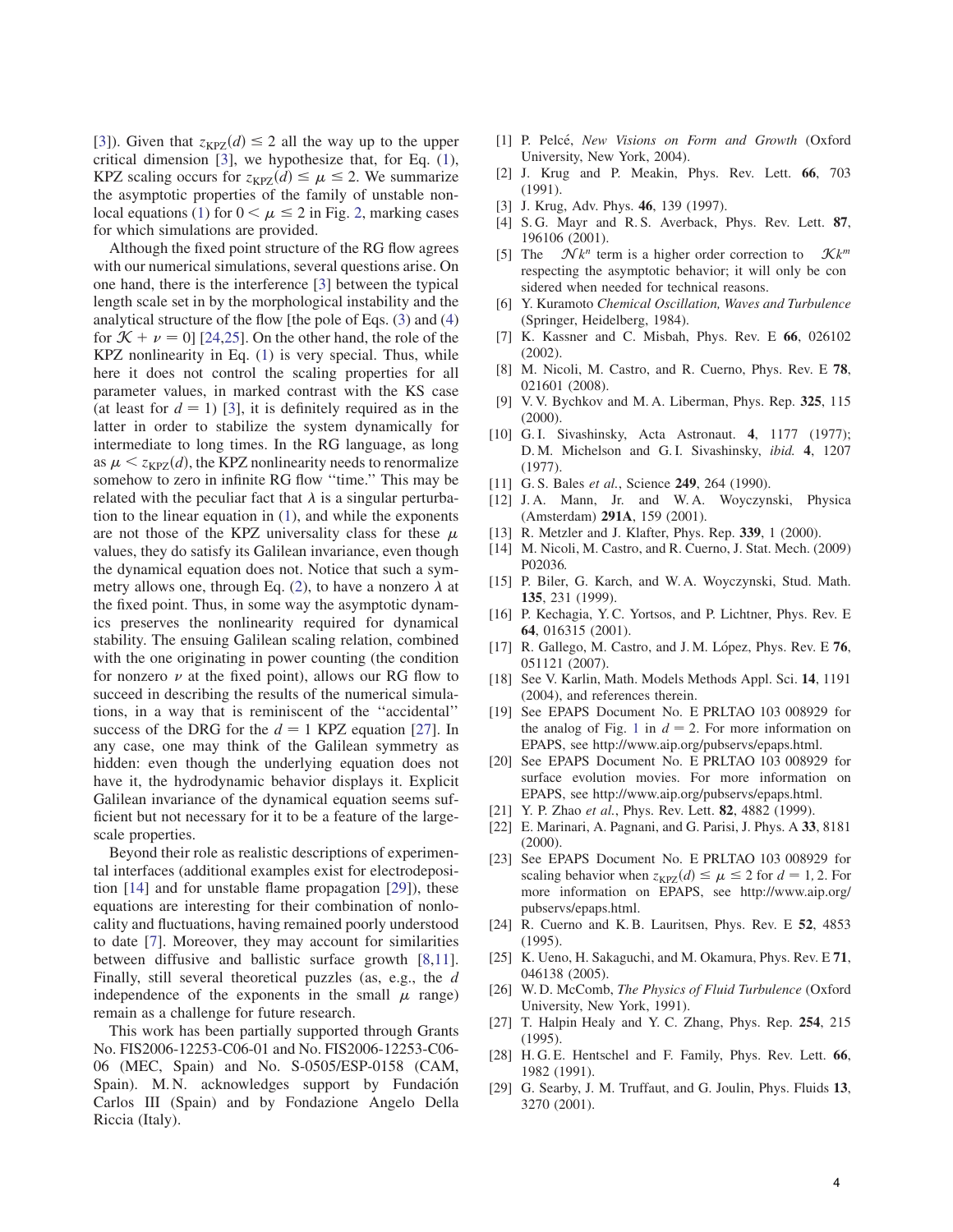[3]). Given that $z_{\mathrm{KPZ}}(d) \leq 2$ all the way up to the upper critical dimension [3], we hypothesize that, for Eq. (1), KPZ scaling occurs for $z_{\mathrm{KPZ}}(d) \leq \mu \leq 2$. We summarize the asymptotic properties of the family of unstable nonlocal equations (1) for $0 < \mu \leq 2$ in Fig. 2, marking cases for which simulations are provided.

Although the fixed point structure of the RG flow agrees with our numerical simulations, several questions arise. On one hand, there is the interference [3] between the typical length scale set in by the morphological instability and the analytical structure of the flow [the pole of Eqs. (3) and (4) for $\mathcal{K} + \nu = 0$] [24,25]. On the other hand, the role of the KPZ nonlinearity in Eq. (1) is very special. Thus, while here it does not control the scaling properties for all parameter values, in marked contrast with the KS case (at least for $d = 1$) [3], it is definitely required as in the latter in order to stabilize the system dynamically for intermediate to long times. In the RG language, as long as $\mu < z_{\mathrm{KPZ}}(d)$, the KPZ nonlinearity needs to renormalize somehow to zero in infinite RG flow "time." This may be related with the peculiar fact that $\lambda$ is a singular perturbation to the linear equation in (1), and while the exponents are not those of the KPZ universality class for these $\mu$ values, they do satisfy its Galilean invariance, even though the dynamical equation does not. Notice that such a symmetry allows one, through Eq. (2), to have a nonzero $\lambda$ at the fixed point. Thus, in some way the asymptotic dynamics preserves the nonlinearity required for dynamical stability. The ensuing Galilean scaling relation, combined with the one originating in power counting (the condition for nonzero $\nu$ at the fixed point), allows our RG flow to succeed in describing the results of the numerical simulations, in a way that is reminiscent of the "accidental" success of the DRG for the $d = 1$ KPZ equation [27]. In any case, one may think of the Galilean symmetry as hidden: even though the underlying equation does not have it, the hydrodynamic behavior displays it. Explicit Galilean invariance of the dynamical equation seems sufficient but not necessary for it to be a feature of the large-scale properties.

Beyond their role as realistic descriptions of experimental interfaces (additional examples exist for electrodeposition [14] and for unstable flame propagation [29]), these equations are interesting for their combination of nonlocality and fluctuations, having remained poorly understood to date [7]. Moreover, they may account for similarities between diffusive and ballistic surface growth [8,11]. Finally, still several theoretical puzzles (as, e.g., the $d$ independence of the exponents in the small $\mu$ range) remain as a challenge for future research.

This work has been partially supported through Grants No. FIS2006-12253-C06-01 and No. FIS2006-12253-C06-06 (MEC, Spain) and No. S-0505/ESP-0158 (CAM, Spain). M. N. acknowledges support by Fundación Carlos III (Spain) and by Fondazione Angelo Della Riccia (Italy).

[1] P. Pelcé, *New Visions on Form and Growth* (Oxford University, New York, 2004).
[2] J. Krug and P. Meakin, Phys. Rev. Lett. **66**, 703 (1991).
[3] J. Krug, Adv. Phys. **46**, 139 (1997).
[4] S. G. Mayr and R. S. Averback, Phys. Rev. Lett. **87**, 196106 (2001).
[5] The $\mathcal{N}k^n$ term is a higher order correction to $\mathcal{K}k^m$ respecting the asymptotic behavior; it will only be considered when needed for technical reasons.
[6] Y. Kuramoto *Chemical Oscillation, Waves and Turbulence* (Springer, Heidelberg, 1984).
[7] K. Kassner and C. Misbah, Phys. Rev. E **66**, 026102 (2002).
[8] M. Nicoli, M. Castro, and R. Cuerno, Phys. Rev. E **78**, 021601 (2008).
[9] V. V. Bychkov and M. A. Liberman, Phys. Rep. **325**, 115 (2000).
[10] G. I. Sivashinsky, Acta Astronaut. **4**, 1177 (1977); D. M. Michelson and G. I. Sivashinsky, *ibid.* **4**, 1207 (1977).
[11] G. S. Bales *et al.*, Science **249**, 264 (1990).
[12] J. A. Mann, Jr. and W. A. Woyczynski, Physica (Amsterdam) **291A**, 159 (2001).
[13] R. Metzler and J. Klafter, Phys. Rep. **339**, 1 (2000).
[14] M. Nicoli, M. Castro, and R. Cuerno, J. Stat. Mech. (2009) P02036.
[15] P. Biler, G. Karch, and W. A. Woyczynski, Stud. Math. **135**, 231 (1999).
[16] P. Kechagia, Y. C. Yortsos, and P. Lichtner, Phys. Rev. E **64**, 016315 (2001).
[17] R. Gallego, M. Castro, and J. M. López, Phys. Rev. E **76**, 051121 (2007).
[18] See V. Karlin, Math. Models Methods Appl. Sci. **14**, 1191 (2004), and references therein.
[19] See EPAPS Document No. E PRLTAO 103 008929 for the analog of Fig. 1 in $d = 2$. For more information on EPAPS, see http://www.aip.org/pubservs/epaps.html.
[20] See EPAPS Document No. E PRLTAO 103 008929 for surface evolution movies. For more information on EPAPS, see http://www.aip.org/pubservs/epaps.html.
[21] Y. P. Zhao *et al.*, Phys. Rev. Lett. **82**, 4882 (1999).
[22] E. Marinari, A. Pagnani, and G. Parisi, J. Phys. A **33**, 8181 (2000).
[23] See EPAPS Document No. E PRLTAO 103 008929 for scaling behavior when $z_{\mathrm{KPZ}}(d) \leq \mu \leq 2$ for $d = 1, 2$. For more information on EPAPS, see http://www.aip.org/pubservs/epaps.html.
[24] R. Cuerno and K. B. Lauritsen, Phys. Rev. E **52**, 4853 (1995).
[25] K. Ueno, H. Sakaguchi, and M. Okamura, Phys. Rev. E **71**, 046138 (2005).
[26] W. D. McComb, *The Physics of Fluid Turbulence* (Oxford University, New York, 1991).
[27] T. Halpin Healy and Y. C. Zhang, Phys. Rep. **254**, 215 (1995).
[28] H. G. E. Hentschel and F. Family, Phys. Rev. Lett. **66**, 1982 (1991).
[29] G. Searby, J. M. Truffaut, and G. Joulin, Phys. Fluids **13**, 3270 (2001).